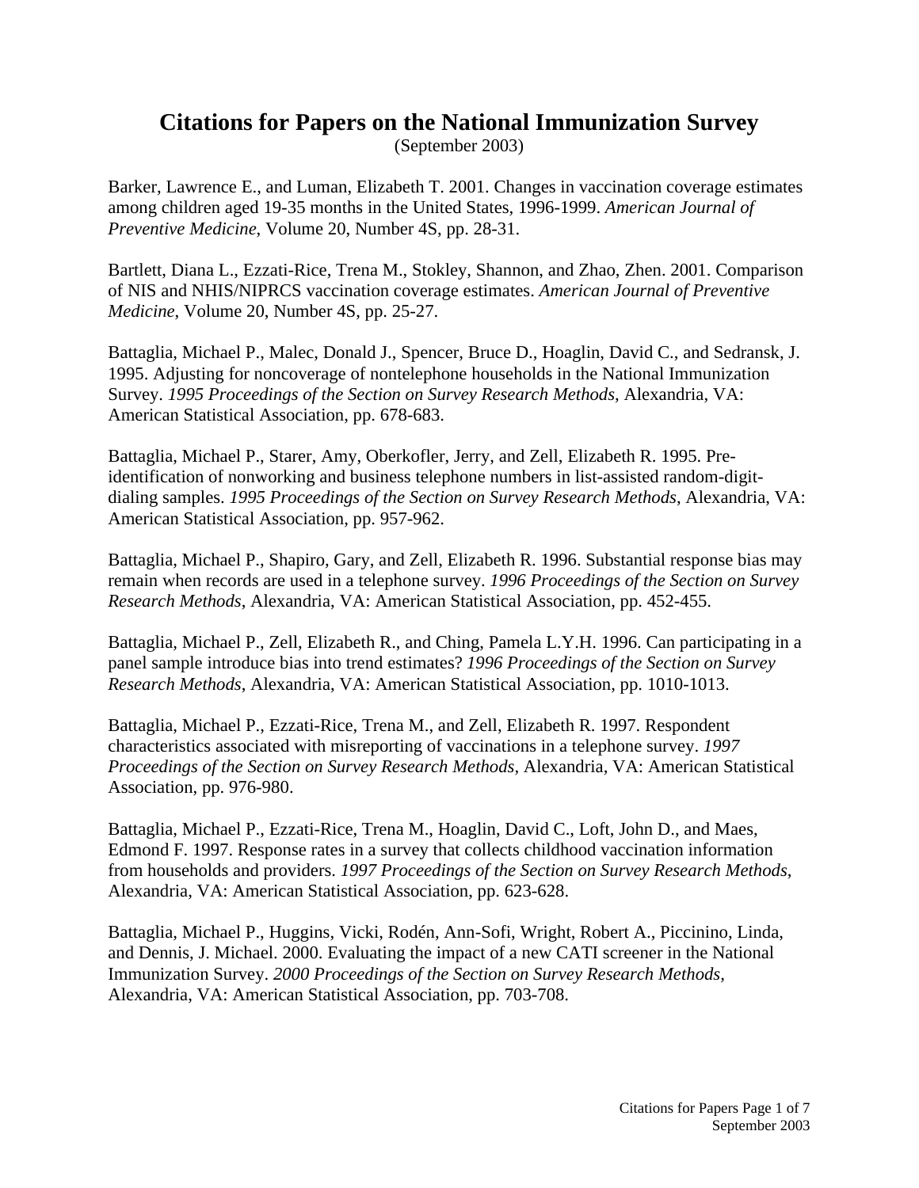# Citations for Papers on the National Immunization Survey

(September 2003)

Barker, Lawrence E., and Luman, Elizabeth T. 2001. Changes in vaccination coverage estimates among children aged 19-35 months in the United States, 1996-1999. *American Journal of Preventive Medicine*, Volume 20, Number 4S, pp. 28-31.

Bartlett, Diana L., Ezzati-Rice, Trena M., Stokley, Shannon, and Zhao, Zhen. 2001. Comparison of NIS and NHIS/NIPRCS vaccination coverage estimates. *American Journal of Preventive Medicine*, Volume 20, Number 4S, pp. 25-27.

Battaglia, Michael P., Malec, Donald J., Spencer, Bruce D., Hoaglin, David C., and Sedransk, J. 1995. Adjusting for noncoverage of nontelephone households in the National Immunization Survey. *1995 Proceedings of the Section on Survey Research Methods*, Alexandria, VA: American Statistical Association, pp. 678-683.

Battaglia, Michael P., Starer, Amy, Oberkofler, Jerry, and Zell, Elizabeth R. 1995. Pre-identification of nonworking and business telephone numbers in list-assisted random-digit-dialing samples. *1995 Proceedings of the Section on Survey Research Methods*, Alexandria, VA: American Statistical Association, pp. 957-962.

Battaglia, Michael P., Shapiro, Gary, and Zell, Elizabeth R. 1996. Substantial response bias may remain when records are used in a telephone survey. *1996 Proceedings of the Section on Survey Research Methods*, Alexandria, VA: American Statistical Association, pp. 452-455.

Battaglia, Michael P., Zell, Elizabeth R., and Ching, Pamela L.Y.H. 1996. Can participating in a panel sample introduce bias into trend estimates? *1996 Proceedings of the Section on Survey Research Methods*, Alexandria, VA: American Statistical Association, pp. 1010-1013.

Battaglia, Michael P., Ezzati-Rice, Trena M., and Zell, Elizabeth R. 1997. Respondent characteristics associated with misreporting of vaccinations in a telephone survey. *1997 Proceedings of the Section on Survey Research Methods*, Alexandria, VA: American Statistical Association, pp. 976-980.

Battaglia, Michael P., Ezzati-Rice, Trena M., Hoaglin, David C., Loft, John D., and Maes, Edmond F. 1997. Response rates in a survey that collects childhood vaccination information from households and providers. *1997 Proceedings of the Section on Survey Research Methods*, Alexandria, VA: American Statistical Association, pp. 623-628.

Battaglia, Michael P., Huggins, Vicki, Rodén, Ann-Sofi, Wright, Robert A., Piccinino, Linda, and Dennis, J. Michael. 2000. Evaluating the impact of a new CATI screener in the National Immunization Survey. *2000 Proceedings of the Section on Survey Research Methods*, Alexandria, VA: American Statistical Association, pp. 703-708.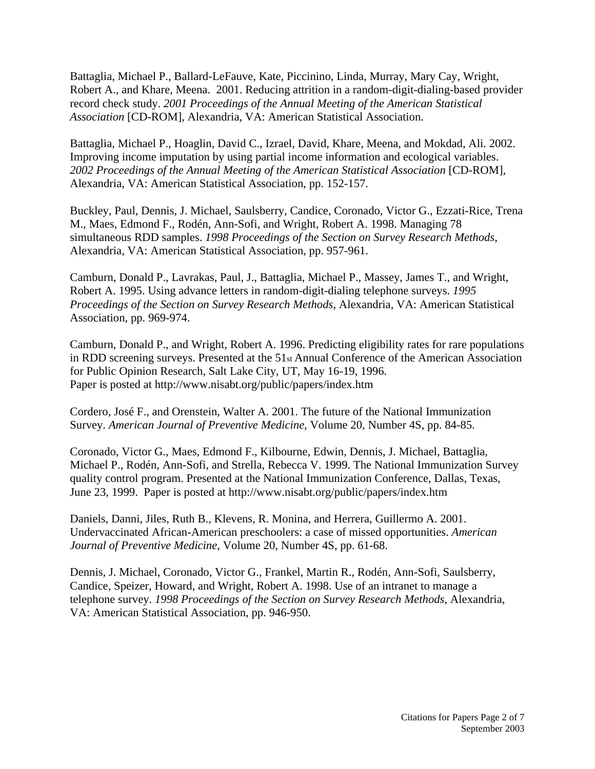Battaglia, Michael P., Ballard-LeFauve, Kate, Piccinino, Linda, Murray, Mary Cay, Wright, Robert A., and Khare, Meena. 2001. Reducing attrition in a random-digit-dialing-based provider record check study. *2001 Proceedings of the Annual Meeting of the American Statistical Association* [CD-ROM], Alexandria, VA: American Statistical Association.

Battaglia, Michael P., Hoaglin, David C., Izrael, David, Khare, Meena, and Mokdad, Ali. 2002. Improving income imputation by using partial income information and ecological variables. *2002 Proceedings of the Annual Meeting of the American Statistical Association* [CD-ROM], Alexandria, VA: American Statistical Association, pp. 152-157.

Buckley, Paul, Dennis, J. Michael, Saulsberry, Candice, Coronado, Victor G., Ezzati-Rice, Trena M., Maes, Edmond F., Rodén, Ann-Sofi, and Wright, Robert A. 1998. Managing 78 simultaneous RDD samples. *1998 Proceedings of the Section on Survey Research Methods*, Alexandria, VA: American Statistical Association, pp. 957-961.

Camburn, Donald P., Lavrakas, Paul, J., Battaglia, Michael P., Massey, James T., and Wright, Robert A. 1995. Using advance letters in random-digit-dialing telephone surveys. *1995 Proceedings of the Section on Survey Research Methods*, Alexandria, VA: American Statistical Association, pp. 969-974.

Camburn, Donald P., and Wright, Robert A. 1996. Predicting eligibility rates for rare populations in RDD screening surveys. Presented at the 51st Annual Conference of the American Association for Public Opinion Research, Salt Lake City, UT, May 16-19, 1996.
Paper is posted at http://www.nisabt.org/public/papers/index.htm

Cordero, José F., and Orenstein, Walter A. 2001. The future of the National Immunization Survey. *American Journal of Preventive Medicine*, Volume 20, Number 4S, pp. 84-85.

Coronado, Victor G., Maes, Edmond F., Kilbourne, Edwin, Dennis, J. Michael, Battaglia, Michael P., Rodén, Ann-Sofi, and Strella, Rebecca V. 1999. The National Immunization Survey quality control program. Presented at the National Immunization Conference, Dallas, Texas, June 23, 1999. Paper is posted at http://www.nisabt.org/public/papers/index.htm

Daniels, Danni, Jiles, Ruth B., Klevens, R. Monina, and Herrera, Guillermo A. 2001. Undervaccinated African-American preschoolers: a case of missed opportunities. *American Journal of Preventive Medicine*, Volume 20, Number 4S, pp. 61-68.

Dennis, J. Michael, Coronado, Victor G., Frankel, Martin R., Rodén, Ann-Sofi, Saulsberry, Candice, Speizer, Howard, and Wright, Robert A. 1998. Use of an intranet to manage a telephone survey. *1998 Proceedings of the Section on Survey Research Methods*, Alexandria, VA: American Statistical Association, pp. 946-950.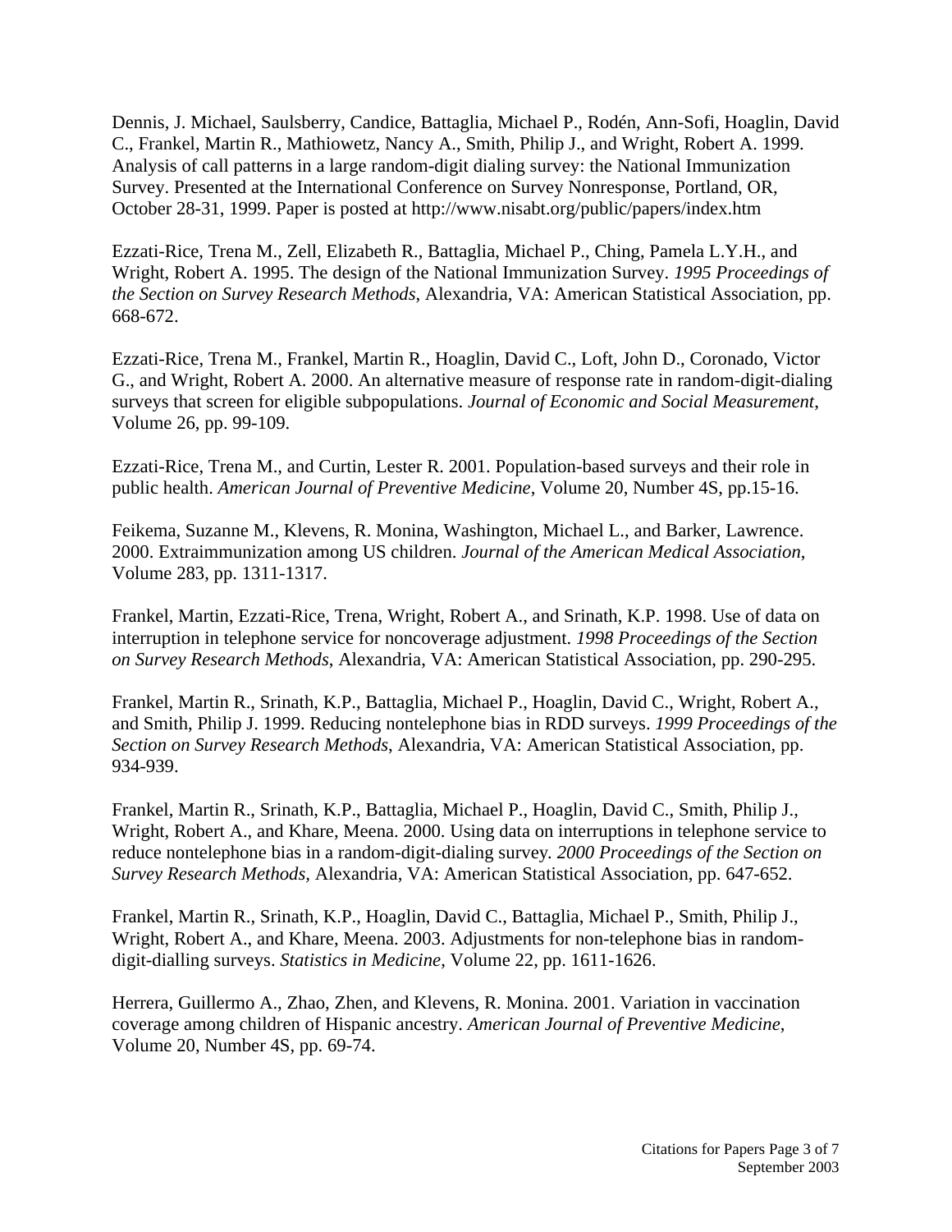Dennis, J. Michael, Saulsberry, Candice, Battaglia, Michael P., Rodén, Ann-Sofi, Hoaglin, David C., Frankel, Martin R., Mathiowetz, Nancy A., Smith, Philip J., and Wright, Robert A. 1999. Analysis of call patterns in a large random-digit dialing survey: the National Immunization Survey. Presented at the International Conference on Survey Nonresponse, Portland, OR, October 28-31, 1999. Paper is posted at http://www.nisabt.org/public/papers/index.htm

Ezzati-Rice, Trena M., Zell, Elizabeth R., Battaglia, Michael P., Ching, Pamela L.Y.H., and Wright, Robert A. 1995. The design of the National Immunization Survey. *1995 Proceedings of the Section on Survey Research Methods*, Alexandria, VA: American Statistical Association, pp. 668-672.

Ezzati-Rice, Trena M., Frankel, Martin R., Hoaglin, David C., Loft, John D., Coronado, Victor G., and Wright, Robert A. 2000. An alternative measure of response rate in random-digit-dialing surveys that screen for eligible subpopulations. *Journal of Economic and Social Measurement*, Volume 26, pp. 99-109.

Ezzati-Rice, Trena M., and Curtin, Lester R. 2001. Population-based surveys and their role in public health. *American Journal of Preventive Medicine*, Volume 20, Number 4S, pp.15-16.

Feikema, Suzanne M., Klevens, R. Monina, Washington, Michael L., and Barker, Lawrence. 2000. Extraimmunization among US children. *Journal of the American Medical Association*, Volume 283, pp. 1311-1317.

Frankel, Martin, Ezzati-Rice, Trena, Wright, Robert A., and Srinath, K.P. 1998. Use of data on interruption in telephone service for noncoverage adjustment. *1998 Proceedings of the Section on Survey Research Methods*, Alexandria, VA: American Statistical Association, pp. 290-295.

Frankel, Martin R., Srinath, K.P., Battaglia, Michael P., Hoaglin, David C., Wright, Robert A., and Smith, Philip J. 1999. Reducing nontelephone bias in RDD surveys. *1999 Proceedings of the Section on Survey Research Methods*, Alexandria, VA: American Statistical Association, pp. 934-939.

Frankel, Martin R., Srinath, K.P., Battaglia, Michael P., Hoaglin, David C., Smith, Philip J., Wright, Robert A., and Khare, Meena. 2000. Using data on interruptions in telephone service to reduce nontelephone bias in a random-digit-dialing survey. *2000 Proceedings of the Section on Survey Research Methods*, Alexandria, VA: American Statistical Association, pp. 647-652.

Frankel, Martin R., Srinath, K.P., Hoaglin, David C., Battaglia, Michael P., Smith, Philip J., Wright, Robert A., and Khare, Meena. 2003. Adjustments for non-telephone bias in random-digit-dialling surveys. *Statistics in Medicine*, Volume 22, pp. 1611-1626.

Herrera, Guillermo A., Zhao, Zhen, and Klevens, R. Monina. 2001. Variation in vaccination coverage among children of Hispanic ancestry. *American Journal of Preventive Medicine*, Volume 20, Number 4S, pp. 69-74.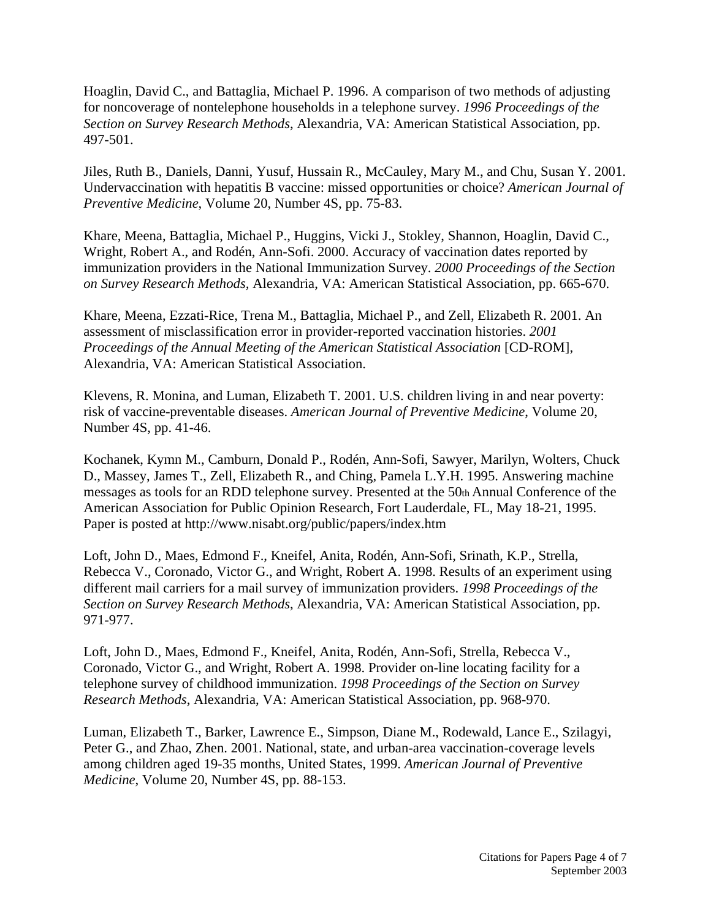Hoaglin, David C., and Battaglia, Michael P. 1996. A comparison of two methods of adjusting for noncoverage of nontelephone households in a telephone survey. *1996 Proceedings of the Section on Survey Research Methods*, Alexandria, VA: American Statistical Association, pp. 497-501.

Jiles, Ruth B., Daniels, Danni, Yusuf, Hussain R., McCauley, Mary M., and Chu, Susan Y. 2001. Undervaccination with hepatitis B vaccine: missed opportunities or choice? *American Journal of Preventive Medicine*, Volume 20, Number 4S, pp. 75-83.

Khare, Meena, Battaglia, Michael P., Huggins, Vicki J., Stokley, Shannon, Hoaglin, David C., Wright, Robert A., and Rodén, Ann-Sofi. 2000. Accuracy of vaccination dates reported by immunization providers in the National Immunization Survey. *2000 Proceedings of the Section on Survey Research Methods*, Alexandria, VA: American Statistical Association, pp. 665-670.

Khare, Meena, Ezzati-Rice, Trena M., Battaglia, Michael P., and Zell, Elizabeth R. 2001. An assessment of misclassification error in provider-reported vaccination histories. *2001 Proceedings of the Annual Meeting of the American Statistical Association* [CD-ROM], Alexandria, VA: American Statistical Association.

Klevens, R. Monina, and Luman, Elizabeth T. 2001. U.S. children living in and near poverty: risk of vaccine-preventable diseases. *American Journal of Preventive Medicine*, Volume 20, Number 4S, pp. 41-46.

Kochanek, Kymn M., Camburn, Donald P., Rodén, Ann-Sofi, Sawyer, Marilyn, Wolters, Chuck D., Massey, James T., Zell, Elizabeth R., and Ching, Pamela L.Y.H. 1995. Answering machine messages as tools for an RDD telephone survey. Presented at the 50th Annual Conference of the American Association for Public Opinion Research, Fort Lauderdale, FL, May 18-21, 1995. Paper is posted at http://www.nisabt.org/public/papers/index.htm

Loft, John D., Maes, Edmond F., Kneifel, Anita, Rodén, Ann-Sofi, Srinath, K.P., Strella, Rebecca V., Coronado, Victor G., and Wright, Robert A. 1998. Results of an experiment using different mail carriers for a mail survey of immunization providers. *1998 Proceedings of the Section on Survey Research Methods*, Alexandria, VA: American Statistical Association, pp. 971-977.

Loft, John D., Maes, Edmond F., Kneifel, Anita, Rodén, Ann-Sofi, Strella, Rebecca V., Coronado, Victor G., and Wright, Robert A. 1998. Provider on-line locating facility for a telephone survey of childhood immunization. *1998 Proceedings of the Section on Survey Research Methods*, Alexandria, VA: American Statistical Association, pp. 968-970.

Luman, Elizabeth T., Barker, Lawrence E., Simpson, Diane M., Rodewald, Lance E., Szilagyi, Peter G., and Zhao, Zhen. 2001. National, state, and urban-area vaccination-coverage levels among children aged 19-35 months, United States, 1999. *American Journal of Preventive Medicine*, Volume 20, Number 4S, pp. 88-153.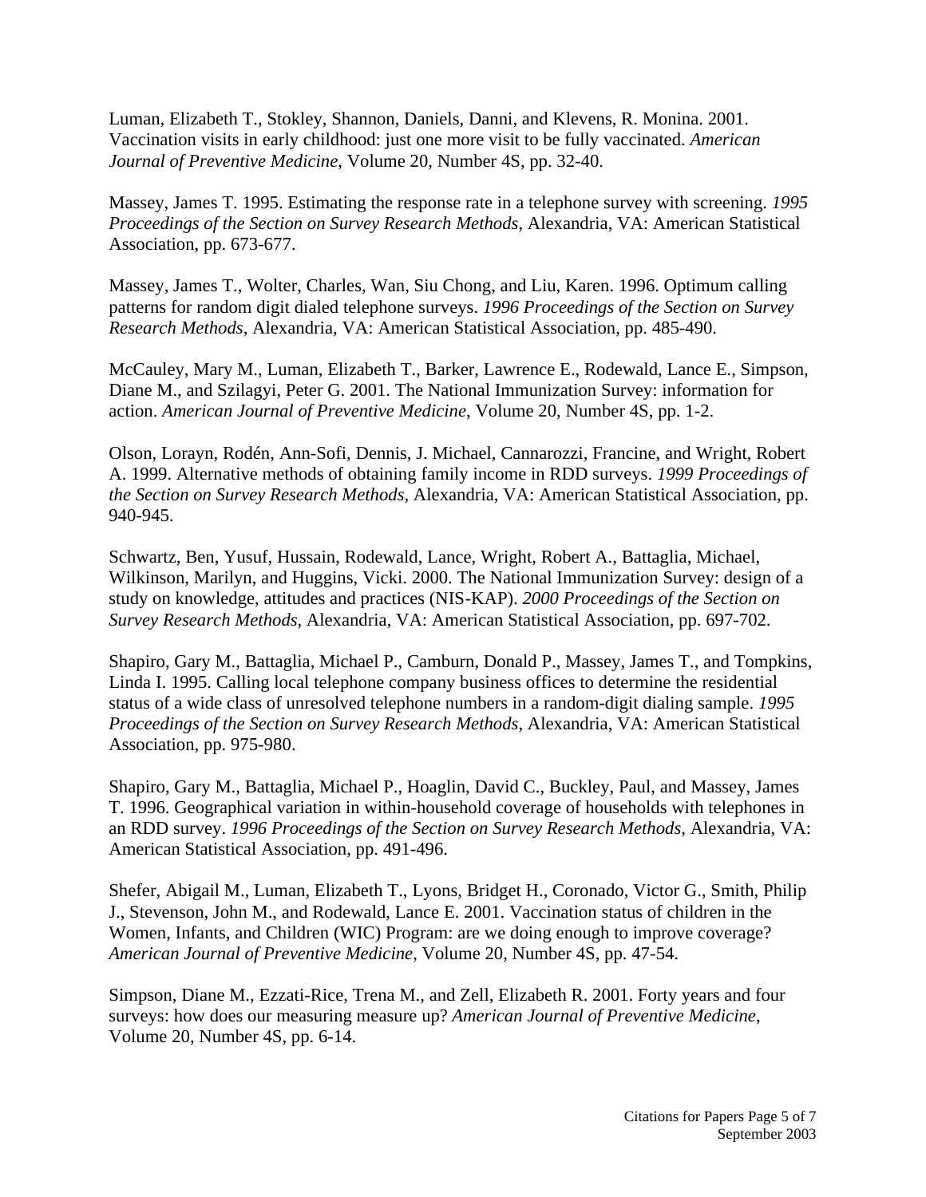Luman, Elizabeth T., Stokley, Shannon, Daniels, Danni, and Klevens, R. Monina. 2001. Vaccination visits in early childhood: just one more visit to be fully vaccinated. *American Journal of Preventive Medicine*, Volume 20, Number 4S, pp. 32-40.

Massey, James T. 1995. Estimating the response rate in a telephone survey with screening. *1995 Proceedings of the Section on Survey Research Methods*, Alexandria, VA: American Statistical Association, pp. 673-677.

Massey, James T., Wolter, Charles, Wan, Siu Chong, and Liu, Karen. 1996. Optimum calling patterns for random digit dialed telephone surveys. *1996 Proceedings of the Section on Survey Research Methods*, Alexandria, VA: American Statistical Association, pp. 485-490.

McCauley, Mary M., Luman, Elizabeth T., Barker, Lawrence E., Rodewald, Lance E., Simpson, Diane M., and Szilagyi, Peter G. 2001. The National Immunization Survey: information for action. *American Journal of Preventive Medicine*, Volume 20, Number 4S, pp. 1-2.

Olson, Lorayn, Rodén, Ann-Sofi, Dennis, J. Michael, Cannarozzi, Francine, and Wright, Robert A. 1999. Alternative methods of obtaining family income in RDD surveys. *1999 Proceedings of the Section on Survey Research Methods*, Alexandria, VA: American Statistical Association, pp. 940-945.

Schwartz, Ben, Yusuf, Hussain, Rodewald, Lance, Wright, Robert A., Battaglia, Michael, Wilkinson, Marilyn, and Huggins, Vicki. 2000. The National Immunization Survey: design of a study on knowledge, attitudes and practices (NIS-KAP). *2000 Proceedings of the Section on Survey Research Methods*, Alexandria, VA: American Statistical Association, pp. 697-702.

Shapiro, Gary M., Battaglia, Michael P., Camburn, Donald P., Massey, James T., and Tompkins, Linda I. 1995. Calling local telephone company business offices to determine the residential status of a wide class of unresolved telephone numbers in a random-digit dialing sample. *1995 Proceedings of the Section on Survey Research Methods*, Alexandria, VA: American Statistical Association, pp. 975-980.

Shapiro, Gary M., Battaglia, Michael P., Hoaglin, David C., Buckley, Paul, and Massey, James T. 1996. Geographical variation in within-household coverage of households with telephones in an RDD survey. *1996 Proceedings of the Section on Survey Research Methods*, Alexandria, VA: American Statistical Association, pp. 491-496.

Shefer, Abigail M., Luman, Elizabeth T., Lyons, Bridget H., Coronado, Victor G., Smith, Philip J., Stevenson, John M., and Rodewald, Lance E. 2001. Vaccination status of children in the Women, Infants, and Children (WIC) Program: are we doing enough to improve coverage? *American Journal of Preventive Medicine*, Volume 20, Number 4S, pp. 47-54.

Simpson, Diane M., Ezzati-Rice, Trena M., and Zell, Elizabeth R. 2001. Forty years and four surveys: how does our measuring measure up? *American Journal of Preventive Medicine*, Volume 20, Number 4S, pp. 6-14.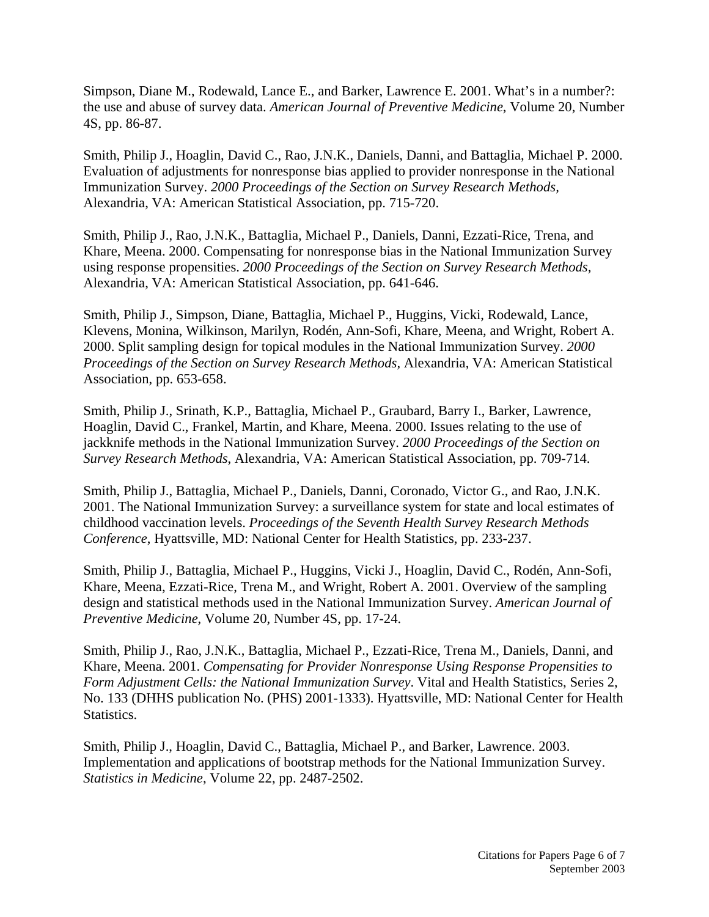Simpson, Diane M., Rodewald, Lance E., and Barker, Lawrence E. 2001. What's in a number?: the use and abuse of survey data. *American Journal of Preventive Medicine*, Volume 20, Number 4S, pp. 86-87.

Smith, Philip J., Hoaglin, David C., Rao, J.N.K., Daniels, Danni, and Battaglia, Michael P. 2000. Evaluation of adjustments for nonresponse bias applied to provider nonresponse in the National Immunization Survey. *2000 Proceedings of the Section on Survey Research Methods,* Alexandria, VA: American Statistical Association, pp. 715-720.

Smith, Philip J., Rao, J.N.K., Battaglia, Michael P., Daniels, Danni, Ezzati-Rice, Trena, and Khare, Meena. 2000. Compensating for nonresponse bias in the National Immunization Survey using response propensities. *2000 Proceedings of the Section on Survey Research Methods,* Alexandria, VA: American Statistical Association, pp. 641-646.

Smith, Philip J., Simpson, Diane, Battaglia, Michael P., Huggins, Vicki, Rodewald, Lance, Klevens, Monina, Wilkinson, Marilyn, Rodén, Ann-Sofi, Khare, Meena, and Wright, Robert A. 2000. Split sampling design for topical modules in the National Immunization Survey. *2000 Proceedings of the Section on Survey Research Methods,* Alexandria, VA: American Statistical Association, pp. 653-658.

Smith, Philip J., Srinath, K.P., Battaglia, Michael P., Graubard, Barry I., Barker, Lawrence, Hoaglin, David C., Frankel, Martin, and Khare, Meena. 2000. Issues relating to the use of jackknife methods in the National Immunization Survey. *2000 Proceedings of the Section on Survey Research Methods*, Alexandria, VA: American Statistical Association, pp. 709-714.

Smith, Philip J., Battaglia, Michael P., Daniels, Danni, Coronado, Victor G., and Rao, J.N.K. 2001. The National Immunization Survey: a surveillance system for state and local estimates of childhood vaccination levels. *Proceedings of the Seventh Health Survey Research Methods Conference*, Hyattsville, MD: National Center for Health Statistics, pp. 233-237.

Smith, Philip J., Battaglia, Michael P., Huggins, Vicki J., Hoaglin, David C., Rodén, Ann-Sofi, Khare, Meena, Ezzati-Rice, Trena M., and Wright, Robert A. 2001. Overview of the sampling design and statistical methods used in the National Immunization Survey. *American Journal of Preventive Medicine*, Volume 20, Number 4S, pp. 17-24.

Smith, Philip J., Rao, J.N.K., Battaglia, Michael P., Ezzati-Rice, Trena M., Daniels, Danni, and Khare, Meena. 2001. *Compensating for Provider Nonresponse Using Response Propensities to Form Adjustment Cells: the National Immunization Survey*. Vital and Health Statistics, Series 2, No. 133 (DHHS publication No. (PHS) 2001-1333). Hyattsville, MD: National Center for Health Statistics.

Smith, Philip J., Hoaglin, David C., Battaglia, Michael P., and Barker, Lawrence. 2003. Implementation and applications of bootstrap methods for the National Immunization Survey. *Statistics in Medicine*, Volume 22, pp. 2487-2502.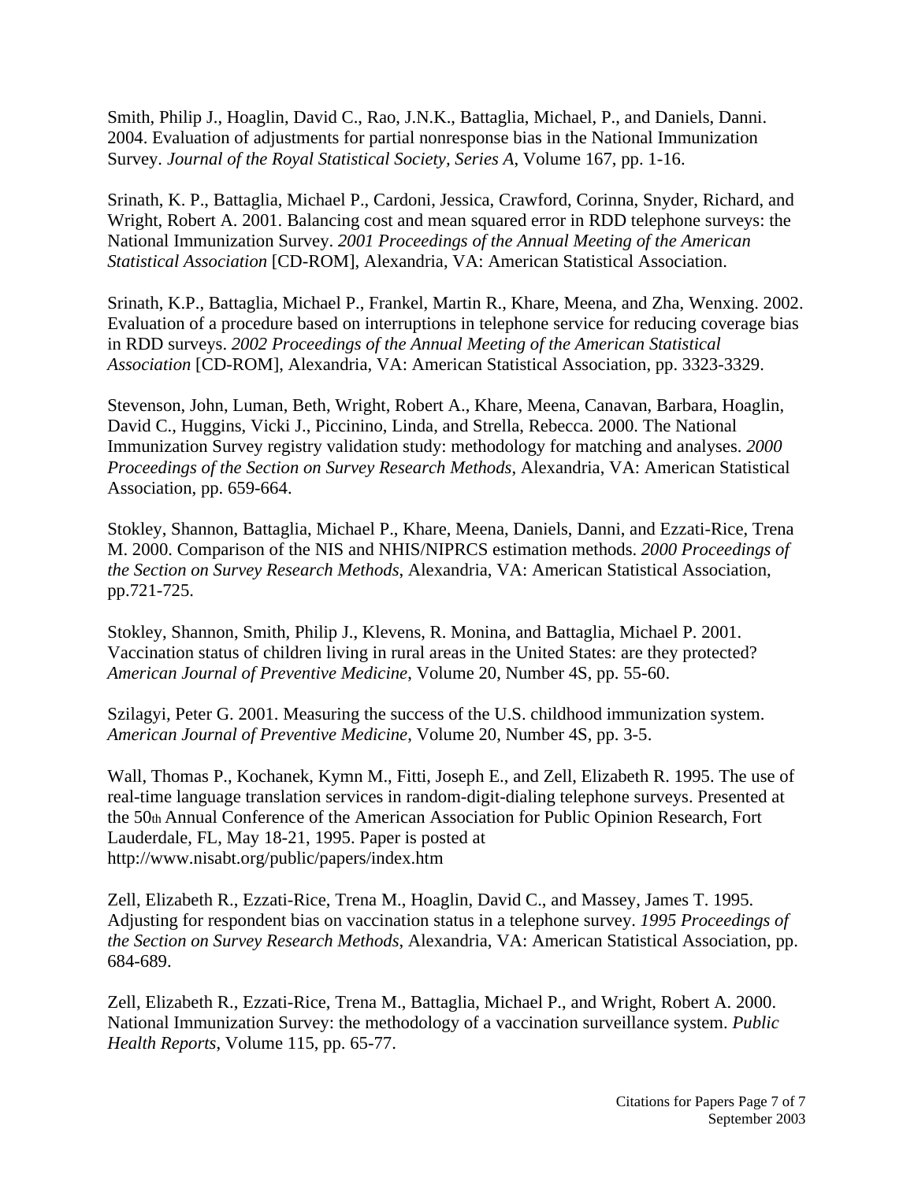Smith, Philip J., Hoaglin, David C., Rao, J.N.K., Battaglia, Michael, P., and Daniels, Danni. 2004. Evaluation of adjustments for partial nonresponse bias in the National Immunization Survey. *Journal of the Royal Statistical Society, Series A*, Volume 167, pp. 1-16.

Srinath, K. P., Battaglia, Michael P., Cardoni, Jessica, Crawford, Corinna, Snyder, Richard, and Wright, Robert A. 2001. Balancing cost and mean squared error in RDD telephone surveys: the National Immunization Survey. *2001 Proceedings of the Annual Meeting of the American Statistical Association* [CD-ROM], Alexandria, VA: American Statistical Association.

Srinath, K.P., Battaglia, Michael P., Frankel, Martin R., Khare, Meena, and Zha, Wenxing. 2002. Evaluation of a procedure based on interruptions in telephone service for reducing coverage bias in RDD surveys. *2002 Proceedings of the Annual Meeting of the American Statistical Association* [CD-ROM], Alexandria, VA: American Statistical Association, pp. 3323-3329.

Stevenson, John, Luman, Beth, Wright, Robert A., Khare, Meena, Canavan, Barbara, Hoaglin, David C., Huggins, Vicki J., Piccinino, Linda, and Strella, Rebecca. 2000. The National Immunization Survey registry validation study: methodology for matching and analyses. *2000 Proceedings of the Section on Survey Research Methods*, Alexandria, VA: American Statistical Association, pp. 659-664.

Stokley, Shannon, Battaglia, Michael P., Khare, Meena, Daniels, Danni, and Ezzati-Rice, Trena M. 2000. Comparison of the NIS and NHIS/NIPRCS estimation methods. *2000 Proceedings of the Section on Survey Research Methods*, Alexandria, VA: American Statistical Association, pp.721-725.

Stokley, Shannon, Smith, Philip J., Klevens, R. Monina, and Battaglia, Michael P. 2001. Vaccination status of children living in rural areas in the United States: are they protected? *American Journal of Preventive Medicine*, Volume 20, Number 4S, pp. 55-60.

Szilagyi, Peter G. 2001. Measuring the success of the U.S. childhood immunization system. *American Journal of Preventive Medicine*, Volume 20, Number 4S, pp. 3-5.

Wall, Thomas P., Kochanek, Kymn M., Fitti, Joseph E., and Zell, Elizabeth R. 1995. The use of real-time language translation services in random-digit-dialing telephone surveys. Presented at the 50th Annual Conference of the American Association for Public Opinion Research, Fort Lauderdale, FL, May 18-21, 1995. Paper is posted at http://www.nisabt.org/public/papers/index.htm

Zell, Elizabeth R., Ezzati-Rice, Trena M., Hoaglin, David C., and Massey, James T. 1995. Adjusting for respondent bias on vaccination status in a telephone survey. *1995 Proceedings of the Section on Survey Research Methods*, Alexandria, VA: American Statistical Association, pp. 684-689.

Zell, Elizabeth R., Ezzati-Rice, Trena M., Battaglia, Michael P., and Wright, Robert A. 2000. National Immunization Survey: the methodology of a vaccination surveillance system. *Public Health Reports*, Volume 115, pp. 65-77.